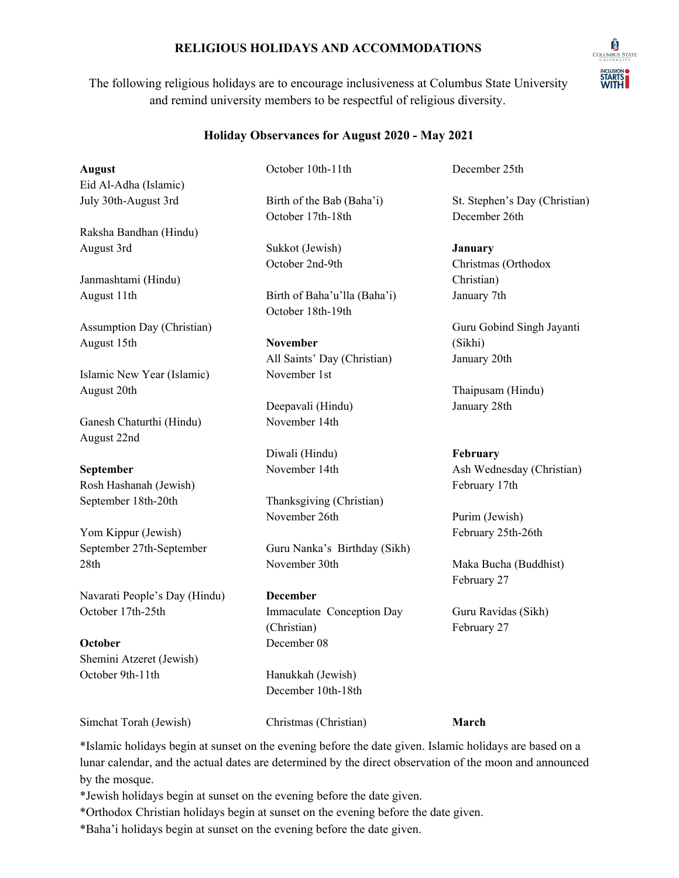**RELIGIOUS HOLIDAYS AND ACCOMMODATIONS**

The following religious holidays are to encourage inclusiveness at Columbus State University and remind university members to be respectful of religious diversity.

**Holiday Observances for August 2020 - May 2021**

**August**

Eid Al-Adha (Islamic)
July 30th-August 3rd

Raksha Bandhan (Hindu)
August 3rd

Janmashtami (Hindu)
August 11th

Assumption Day (Christian)
August 15th

Islamic New Year (Islamic)
August 20th

Ganesh Chaturthi (Hindu)
August 22nd

**September**

Rosh Hashanah (Jewish)
September 18th-20th

Yom Kippur (Jewish)
September 27th-September 28th

Navarati People's Day (Hindu)
October 17th-25th

**October**

Shemini Atzeret (Jewish)
October 9th-11th

Simchat Torah (Jewish)
October 10th-11th

Birth of the Bab (Baha'i)
October 17th-18th

Sukkot (Jewish)
October 2nd-9th

Birth of Baha'u'lla (Baha'i)
October 18th-19th

**November**

All Saints' Day (Christian)
November 1st

Deepavali (Hindu)
November 14th

Diwali (Hindu)
November 14th

Thanksgiving (Christian)
November 26th

Guru Nanka's Birthday (Sikh)
November 30th

**December**

Immaculate Conception Day (Christian)
December 08

Hanukkah (Jewish)
December 10th-18th

Christmas (Christian)
December 25th

St. Stephen's Day (Christian)
December 26th

**January**

Christmas (Orthodox Christian)
January 7th

Guru Gobind Singh Jayanti (Sikhi)
January 20th

Thaipusam (Hindu)
January 28th

**February**

Ash Wednesday (Christian)
February 17th

Purim (Jewish)
February 25th-26th

Maka Bucha (Buddhist)
February 27

Guru Ravidas (Sikh)
February 27

**March**

*Islamic holidays begin at sunset on the evening before the date given. Islamic holidays are based on a lunar calendar, and the actual dates are determined by the direct observation of the moon and announced by the mosque.
*Jewish holidays begin at sunset on the evening before the date given.
*Orthodox Christian holidays begin at sunset on the evening before the date given.
*Baha'i holidays begin at sunset on the evening before the date given.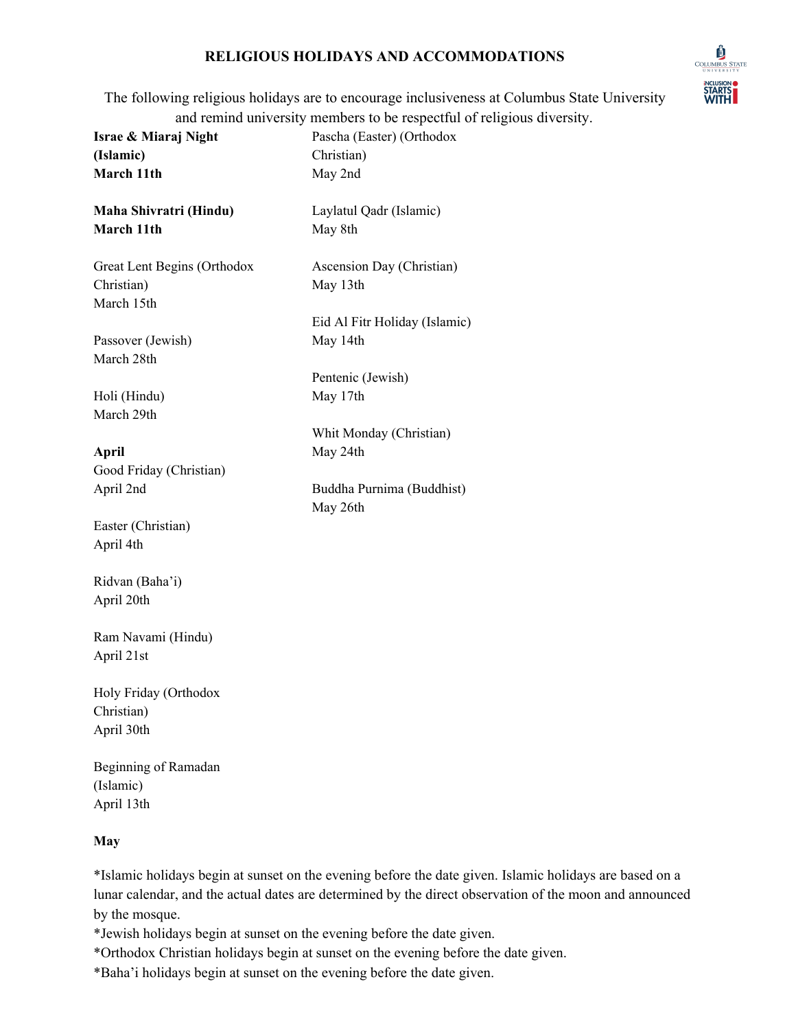# RELIGIOUS HOLIDAYS AND ACCOMMODATIONS

The following religious holidays are to encourage inclusiveness at Columbus State University and remind university members to be respectful of religious diversity.

**Israe & Miaraj Night (Islamic)**
**March 11th**

**Maha Shivratri (Hindu)**
**March 11th**

Great Lent Begins (Orthodox Christian)
March 15th

Passover (Jewish)
March 28th

Holi (Hindu)
March 29th

**April**

Good Friday (Christian)
April 2nd

Easter (Christian)
April 4th

Ridvan (Baha'i)
April 20th

Ram Navami (Hindu)
April 21st

Holy Friday (Orthodox Christian)
April 30th

Beginning of Ramadan (Islamic)
April 13th

**May**

Pascha (Easter) (Orthodox Christian)
May 2nd

Laylatul Qadr (Islamic)
May 8th

Ascension Day (Christian)
May 13th

Eid Al Fitr Holiday (Islamic)
May 14th

Pentenic (Jewish)
May 17th

Whit Monday (Christian)
May 24th

Buddha Purnima (Buddhist)
May 26th

*Islamic holidays begin at sunset on the evening before the date given. Islamic holidays are based on a lunar calendar, and the actual dates are determined by the direct observation of the moon and announced by the mosque.
*Jewish holidays begin at sunset on the evening before the date given.
*Orthodox Christian holidays begin at sunset on the evening before the date given.
*Baha'i holidays begin at sunset on the evening before the date given.